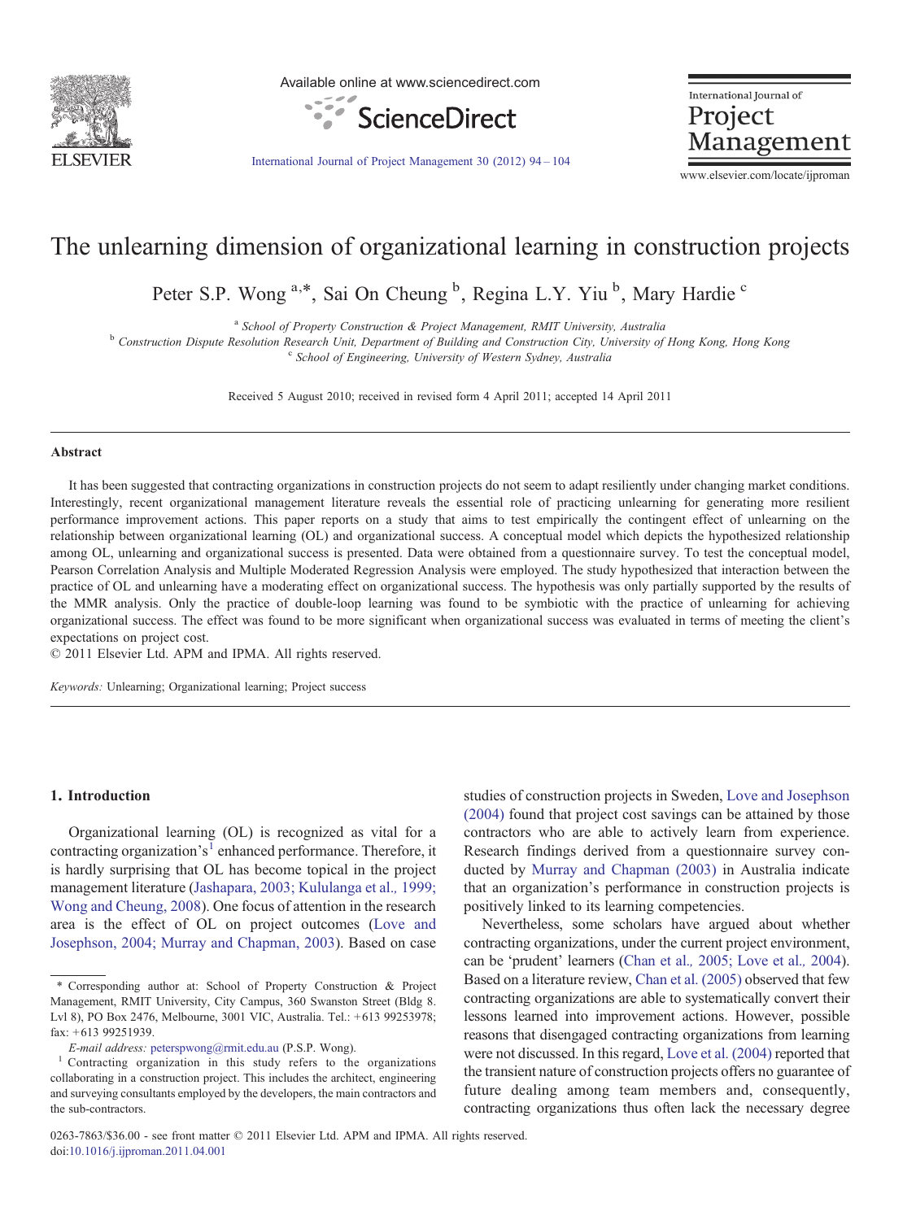# The unlearning dimension of organizational learning in construction projects

Peter S.P. Wong [a,*], Sai On Cheung [b], Regina L.Y. Yiu [b], Mary Hardie [c]

[a] School of Property Construction & Project Management, RMIT University, Australia
[b] Construction Dispute Resolution Research Unit, Department of Building and Construction City, University of Hong Kong, Hong Kong
[c] School of Engineering, University of Western Sydney, Australia

Received 5 August 2010; received in revised form 4 April 2011; accepted 14 April 2011

## Abstract

It has been suggested that contracting organizations in construction projects do not seem to adapt resiliently under changing market conditions. Interestingly, recent organizational management literature reveals the essential role of practicing unlearning for generating more resilient performance improvement actions. This paper reports on a study that aims to test empirically the contingent effect of unlearning on the relationship between organizational learning (OL) and organizational success. A conceptual model which depicts the hypothesized relationship among OL, unlearning and organizational success is presented. Data were obtained from a questionnaire survey. To test the conceptual model, Pearson Correlation Analysis and Multiple Moderated Regression Analysis were employed. The study hypothesized that interaction between the practice of OL and unlearning have a moderating effect on organizational success. The hypothesis was only partially supported by the results of the MMR analysis. Only the practice of double-loop learning was found to be symbiotic with the practice of unlearning for achieving organizational success. The effect was found to be more significant when organizational success was evaluated in terms of meeting the client's expectations on project cost.

© 2011 Elsevier Ltd. APM and IPMA. All rights reserved.

*Keywords:* Unlearning; Organizational learning; Project success

## 1. Introduction

Organizational learning (OL) is recognized as vital for a contracting organization's[1] enhanced performance. Therefore, it is hardly surprising that OL has become topical in the project management literature (Jashapara, 2003; Kululanga et al., 1999; Wong and Cheung, 2008). One focus of attention in the research area is the effect of OL on project outcomes (Love and Josephson, 2004; Murray and Chapman, 2003). Based on case studies of construction projects in Sweden, Love and Josephson (2004) found that project cost savings can be attained by those contractors who are able to actively learn from experience. Research findings derived from a questionnaire survey conducted by Murray and Chapman (2003) in Australia indicate that an organization's performance in construction projects is positively linked to its learning competencies.

Nevertheless, some scholars have argued about whether contracting organizations, under the current project environment, can be 'prudent' learners (Chan et al., 2005; Love et al., 2004). Based on a literature review, Chan et al. (2005) observed that few contracting organizations are able to systematically convert their lessons learned into improvement actions. However, possible reasons that disengaged contracting organizations from learning were not discussed. In this regard, Love et al. (2004) reported that the transient nature of construction projects offers no guarantee of future dealing among team members and, consequently, contracting organizations thus often lack the necessary degree

\* Corresponding author at: School of Property Construction & Project Management, RMIT University, City Campus, 360 Swanston Street (Bldg 8. Lvl 8), PO Box 2476, Melbourne, 3001 VIC, Australia. Tel.: +613 99253978; fax: +613 99251939.

*E-mail address:* peterspwong@rmit.edu.au (P.S.P. Wong).

[1] Contracting organization in this study refers to the organizations collaborating in a construction project. This includes the architect, engineering and surveying consultants employed by the developers, the main contractors and the sub-contractors.

0263-7863/$36.00 - see front matter © 2011 Elsevier Ltd. APM and IPMA. All rights reserved.
doi:10.1016/j.ijproman.2011.04.001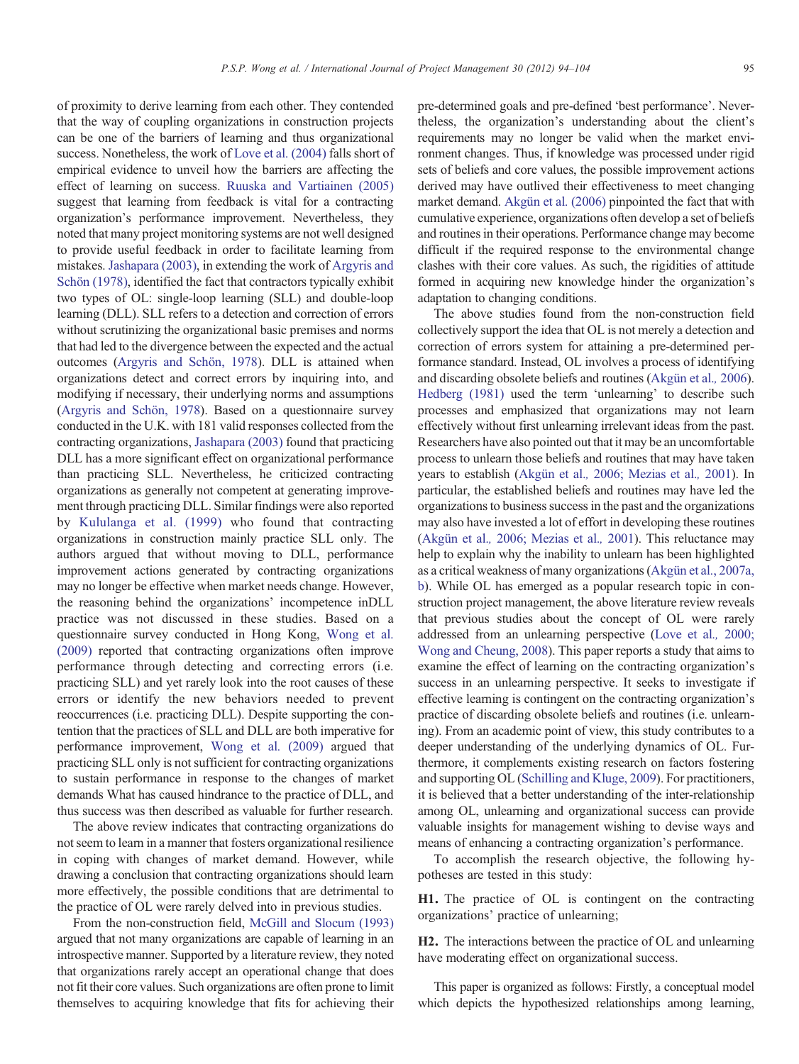of proximity to derive learning from each other. They contended that the way of coupling organizations in construction projects can be one of the barriers of learning and thus organizational success. Nonetheless, the work of Love et al. (2004) falls short of empirical evidence to unveil how the barriers are affecting the effect of learning on success. Ruuska and Vartiainen (2005) suggest that learning from feedback is vital for a contracting organization's performance improvement. Nevertheless, they noted that many project monitoring systems are not well designed to provide useful feedback in order to facilitate learning from mistakes. Jashapara (2003), in extending the work of Argyris and Schön (1978), identified the fact that contractors typically exhibit two types of OL: single-loop learning (SLL) and double-loop learning (DLL). SLL refers to a detection and correction of errors without scrutinizing the organizational basic premises and norms that had led to the divergence between the expected and the actual outcomes (Argyris and Schön, 1978). DLL is attained when organizations detect and correct errors by inquiring into, and modifying if necessary, their underlying norms and assumptions (Argyris and Schön, 1978). Based on a questionnaire survey conducted in the U.K. with 181 valid responses collected from the contracting organizations, Jashapara (2003) found that practicing DLL has a more significant effect on organizational performance than practicing SLL. Nevertheless, he criticized contracting organizations as generally not competent at generating improvement through practicing DLL. Similar findings were also reported by Kululanga et al. (1999) who found that contracting organizations in construction mainly practice SLL only. The authors argued that without moving to DLL, performance improvement actions generated by contracting organizations may no longer be effective when market needs change. However, the reasoning behind the organizations' incompetence inDLL practice was not discussed in these studies. Based on a questionnaire survey conducted in Hong Kong, Wong et al. (2009) reported that contracting organizations often improve performance through detecting and correcting errors (i.e. practicing SLL) and yet rarely look into the root causes of these errors or identify the new behaviors needed to prevent reoccurrences (i.e. practicing DLL). Despite supporting the contention that the practices of SLL and DLL are both imperative for performance improvement, Wong et al. (2009) argued that practicing SLL only is not sufficient for contracting organizations to sustain performance in response to the changes of market demands What has caused hindrance to the practice of DLL, and thus success was then described as valuable for further research.

The above review indicates that contracting organizations do not seem to learn in a manner that fosters organizational resilience in coping with changes of market demand. However, while drawing a conclusion that contracting organizations should learn more effectively, the possible conditions that are detrimental to the practice of OL were rarely delved into in previous studies.

From the non-construction field, McGill and Slocum (1993) argued that not many organizations are capable of learning in an introspective manner. Supported by a literature review, they noted that organizations rarely accept an operational change that does not fit their core values. Such organizations are often prone to limit themselves to acquiring knowledge that fits for achieving their pre-determined goals and pre-defined 'best performance'. Nevertheless, the organization's understanding about the client's requirements may no longer be valid when the market environment changes. Thus, if knowledge was processed under rigid sets of beliefs and core values, the possible improvement actions derived may have outlived their effectiveness to meet changing market demand. Akgün et al. (2006) pinpointed the fact that with cumulative experience, organizations often develop a set of beliefs and routines in their operations. Performance change may become difficult if the required response to the environmental change clashes with their core values. As such, the rigidities of attitude formed in acquiring new knowledge hinder the organization's adaptation to changing conditions.

The above studies found from the non-construction field collectively support the idea that OL is not merely a detection and correction of errors system for attaining a pre-determined performance standard. Instead, OL involves a process of identifying and discarding obsolete beliefs and routines (Akgün et al., 2006). Hedberg (1981) used the term 'unlearning' to describe such processes and emphasized that organizations may not learn effectively without first unlearning irrelevant ideas from the past. Researchers have also pointed out that it may be an uncomfortable process to unlearn those beliefs and routines that may have taken years to establish (Akgün et al., 2006; Mezias et al., 2001). In particular, the established beliefs and routines may have led the organizations to business success in the past and the organizations may also have invested a lot of effort in developing these routines (Akgün et al., 2006; Mezias et al., 2001). This reluctance may help to explain why the inability to unlearn has been highlighted as a critical weakness of many organizations (Akgün et al., 2007a, b). While OL has emerged as a popular research topic in construction project management, the above literature review reveals that previous studies about the concept of OL were rarely addressed from an unlearning perspective (Love et al., 2000; Wong and Cheung, 2008). This paper reports a study that aims to examine the effect of learning on the contracting organization's success in an unlearning perspective. It seeks to investigate if effective learning is contingent on the contracting organization's practice of discarding obsolete beliefs and routines (i.e. unlearning). From an academic point of view, this study contributes to a deeper understanding of the underlying dynamics of OL. Furthermore, it complements existing research on factors fostering and supporting OL (Schilling and Kluge, 2009). For practitioners, it is believed that a better understanding of the inter-relationship among OL, unlearning and organizational success can provide valuable insights for management wishing to devise ways and means of enhancing a contracting organization's performance.

To accomplish the research objective, the following hypotheses are tested in this study:

**H1.** The practice of OL is contingent on the contracting organizations' practice of unlearning;

**H2.** The interactions between the practice of OL and unlearning have moderating effect on organizational success.

This paper is organized as follows: Firstly, a conceptual model which depicts the hypothesized relationships among learning,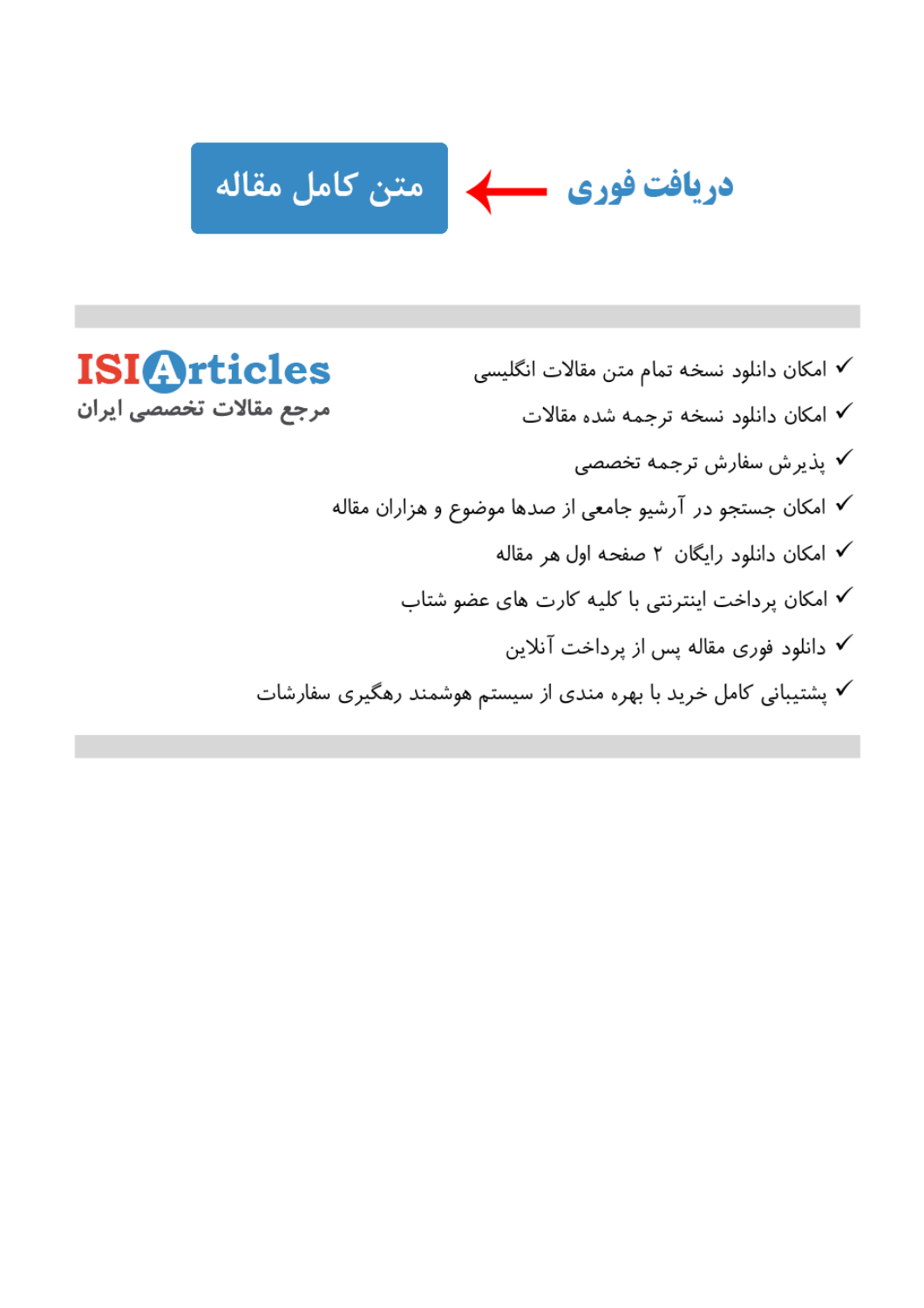دریافت فوری ← متن کامل مقاله

**ISIArticles**
مرجع مقالات تخصصی ایران

- ✓ امکان دانلود نسخه تمام متن مقالات انگلیسی
- ✓ امکان دانلود نسخه ترجمه شده مقالات
- ✓ پذیرش سفارش ترجمه تخصصی
- ✓ امکان جستجو در آرشیو جامعی از صدها موضوع و هزاران مقاله
- ✓ امکان دانلود رایگان ۲ صفحه اول هر مقاله
- ✓ امکان پرداخت اینترنتی با کلیه کارت های عضو شتاب
- ✓ دانلود فوری مقاله پس از پرداخت آنلاین
- ✓ پشتیبانی کامل خرید با بهره مندی از سیستم هوشمند رهگیری سفارشات